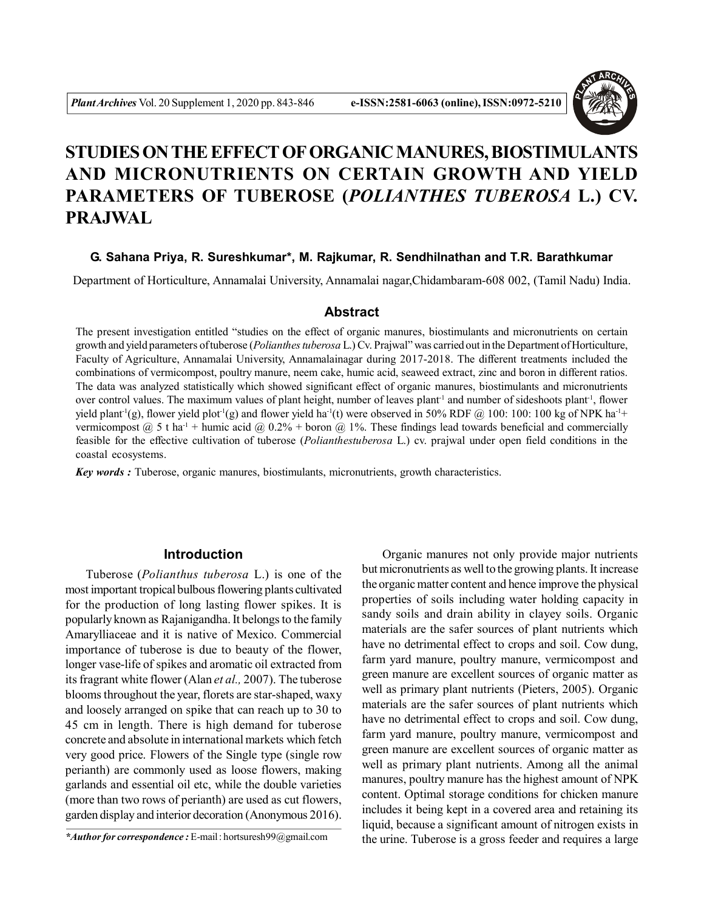# STUDIES ON THE EFFECT OF ORGANIC MANURES, BIOSTIMULANTS AND MICRONUTRIENTS ON CERTAIN GROWTH AND YIELD PARAMETERS OF TUBEROSE (*POLIANTHES TUBEROSA* L.) CV. PRAJWAL

**G. Sahana Priya, R. Sureshkumar*, M. Rajkumar, R. Sendhilnathan and T.R. Barathkumar**

Department of Horticulture, Annamalai University, Annamalai nagar,Chidambaram-608 002, (Tamil Nadu) India.

## Abstract

The present investigation entitled "studies on the effect of organic manures, biostimulants and micronutrients on certain growth and yield parameters of tuberose (*Polianthes tuberosa* L.) Cv. Prajwal" was carried out in the Department of Horticulture, Faculty of Agriculture, Annamalai University, Annamalainagar during 2017-2018. The different treatments included the combinations of vermicompost, poultry manure, neem cake, humic acid, seaweed extract, zinc and boron in different ratios. The data was analyzed statistically which showed significant effect of organic manures, biostimulants and micronutrients over control values. The maximum values of plant height, number of leaves plant$^{-1}$ and number of sideshoots plant$^{-1}$, flower yield plant$^{-1}$(g), flower yield plot$^{-1}$(g) and flower yield ha$^{-1}$(t) were observed in 50% RDF @ 100: 100: 100 kg of NPK ha$^{-1}$+ vermicompost @ 5 t ha$^{-1}$ + humic acid @ 0.2% + boron @ 1%. These findings lead towards beneficial and commercially feasible for the effective cultivation of tuberose (*Polianthestuberosa* L.) cv. prajwal under open field conditions in the coastal ecosystems.

***Key words :*** Tuberose, organic manures, biostimulants, micronutrients, growth characteristics.

## Introduction

Tuberose (*Polianthus tuberosa* L.) is one of the most important tropical bulbous flowering plants cultivated for the production of long lasting flower spikes. It is popularly known as Rajanigandha. It belongs to the family Amarylliaceae and it is native of Mexico. Commercial importance of tuberose is due to beauty of the flower, longer vase-life of spikes and aromatic oil extracted from its fragrant white flower (Alan *et al.,* 2007). The tuberose blooms throughout the year, florets are star-shaped, waxy and loosely arranged on spike that can reach up to 30 to 45 cm in length. There is high demand for tuberose concrete and absolute in international markets which fetch very good price. Flowers of the Single type (single row perianth) are commonly used as loose flowers, making garlands and essential oil etc, while the double varieties (more than two rows of perianth) are used as cut flowers, garden display and interior decoration (Anonymous 2016).

Organic manures not only provide major nutrients but micronutrients as well to the growing plants. It increase the organic matter content and hence improve the physical properties of soils including water holding capacity in sandy soils and drain ability in clayey soils. Organic materials are the safer sources of plant nutrients which have no detrimental effect to crops and soil. Cow dung, farm yard manure, poultry manure, vermicompost and green manure are excellent sources of organic matter as well as primary plant nutrients (Pieters, 2005). Organic materials are the safer sources of plant nutrients which have no detrimental effect to crops and soil. Cow dung, farm yard manure, poultry manure, vermicompost and green manure are excellent sources of organic matter as well as primary plant nutrients. Among all the animal manures, poultry manure has the highest amount of NPK content. Optimal storage conditions for chicken manure includes it being kept in a covered area and retaining its liquid, because a significant amount of nitrogen exists in the urine. Tuberose is a gross feeder and requires a large

***Author for correspondence :** E-mail : hortsuresh99@gmail.com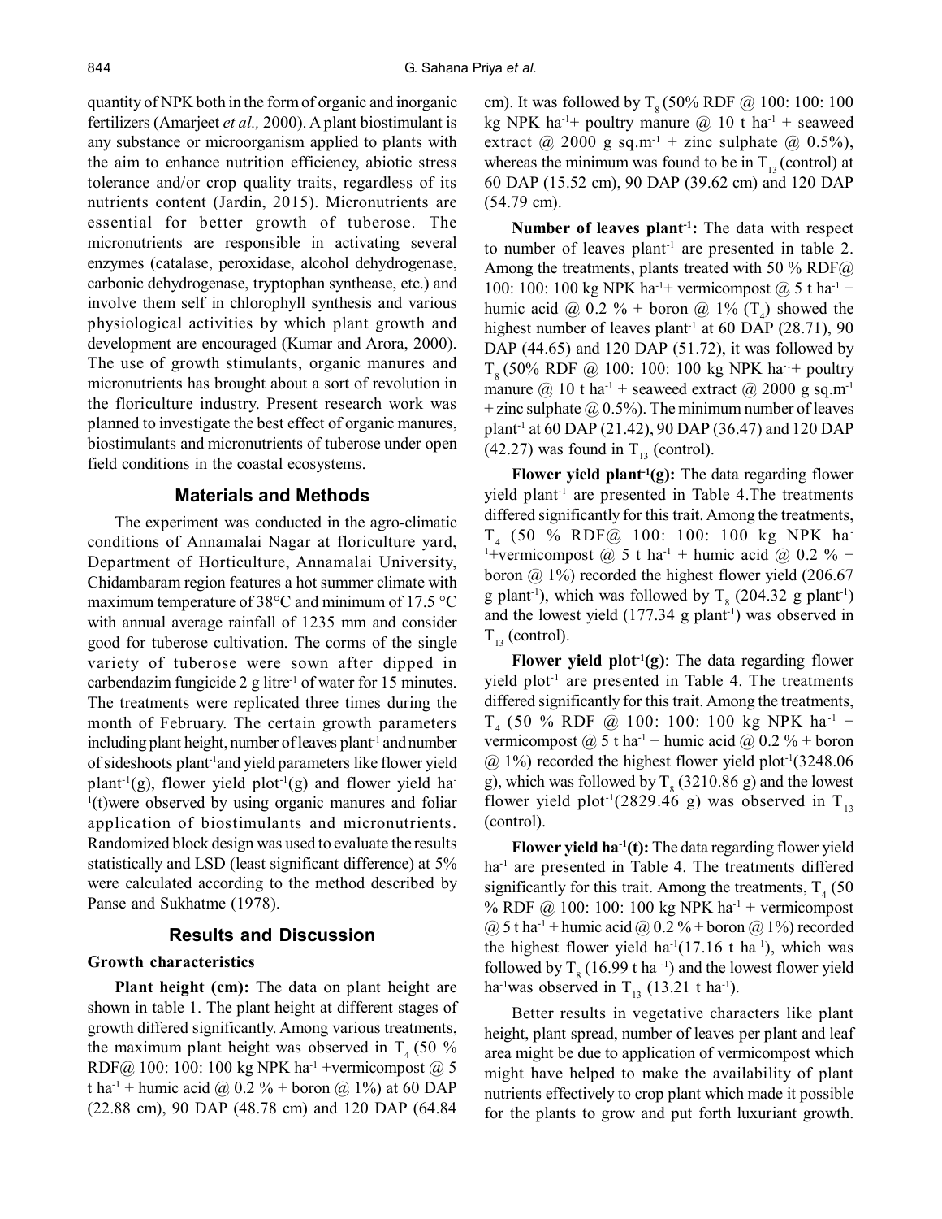quantity of NPK both in the form of organic and inorganic fertilizers (Amarjeet *et al.,* 2000). A plant biostimulant is any substance or microorganism applied to plants with the aim to enhance nutrition efficiency, abiotic stress tolerance and/or crop quality traits, regardless of its nutrients content (Jardin, 2015). Micronutrients are essential for better growth of tuberose. The micronutrients are responsible in activating several enzymes (catalase, peroxidase, alcohol dehydrogenase, carbonic dehydrogenase, tryptophan synthease, etc.) and involve them self in chlorophyll synthesis and various physiological activities by which plant growth and development are encouraged (Kumar and Arora, 2000). The use of growth stimulants, organic manures and micronutrients has brought about a sort of revolution in the floriculture industry. Present research work was planned to investigate the best effect of organic manures, biostimulants and micronutrients of tuberose under open field conditions in the coastal ecosystems.

## Materials and Methods

The experiment was conducted in the agro-climatic conditions of Annamalai Nagar at floriculture yard, Department of Horticulture, Annamalai University, Chidambaram region features a hot summer climate with maximum temperature of 38°C and minimum of 17.5 °C with annual average rainfall of 1235 mm and consider good for tuberose cultivation. The corms of the single variety of tuberose were sown after dipped in carbendazim fungicide 2 g litre$^{-1}$ of water for 15 minutes. The treatments were replicated three times during the month of February. The certain growth parameters including plant height, number of leaves plant$^{-1}$ and number of sideshoots plant$^{-1}$and yield parameters like flower yield plant$^{-1}$(g), flower yield plot$^{-1}$(g) and flower yield ha$^{-1}$(t)were observed by using organic manures and foliar application of biostimulants and micronutrients. Randomized block design was used to evaluate the results statistically and LSD (least significant difference) at 5% were calculated according to the method described by Panse and Sukhatme (1978).

## Results and Discussion

### Growth characteristics

**Plant height (cm):** The data on plant height are shown in table 1. The plant height at different stages of growth differed significantly. Among various treatments, the maximum plant height was observed in $T_4$ (50 % RDF@ 100: 100: 100 kg NPK ha$^{-1}$ +vermicompost @ 5 t ha$^{-1}$ + humic acid @ 0.2 % + boron @ 1%) at 60 DAP (22.88 cm), 90 DAP (48.78 cm) and 120 DAP (64.84 cm). It was followed by $T_8$ (50% RDF @ 100: 100: 100 kg NPK ha$^{-1}$+ poultry manure @ 10 t ha$^{-1}$ + seaweed extract @ 2000 g sq.m$^{-1}$ + zinc sulphate @ 0.5%), whereas the minimum was found to be in $T_{13}$ (control) at 60 DAP (15.52 cm), 90 DAP (39.62 cm) and 120 DAP (54.79 cm).

**Number of leaves plant$^{-1}$:** The data with respect to number of leaves plant$^{-1}$ are presented in table 2. Among the treatments, plants treated with 50 % RDF@ 100: 100: 100 kg NPK ha$^{-1}$+ vermicompost @ 5 t ha$^{-1}$ + humic acid @ 0.2 % + boron @ 1% ($T_4$) showed the highest number of leaves plant$^{-1}$ at 60 DAP (28.71), 90 DAP (44.65) and 120 DAP (51.72), it was followed by $T_8$ (50% RDF @ 100: 100: 100 kg NPK ha$^{-1}$+ poultry manure @ 10 t ha$^{-1}$ + seaweed extract @ 2000 g sq.m$^{-1}$ + zinc sulphate @ 0.5%). The minimum number of leaves plant$^{-1}$ at 60 DAP (21.42), 90 DAP (36.47) and 120 DAP (42.27) was found in $T_{13}$ (control).

**Flower yield plant$^{-1}$(g):** The data regarding flower yield plant$^{-1}$ are presented in Table 4.The treatments differed significantly for this trait. Among the treatments, $T_4$ (50 % RDF@ 100: 100: 100 kg NPK ha$^{-1}$+vermicompost @ 5 t ha$^{-1}$ + humic acid @ 0.2 % + boron @ 1%) recorded the highest flower yield (206.67 g plant$^{-1}$), which was followed by $T_8$ (204.32 g plant$^{-1}$) and the lowest yield (177.34 g plant$^{-1}$) was observed in $T_{13}$ (control).

**Flower yield plot$^{-1}$(g)**: The data regarding flower yield plot$^{-1}$ are presented in Table 4. The treatments differed significantly for this trait. Among the treatments, $T_4$ (50 % RDF @ 100: 100: 100 kg NPK ha$^{-1}$ + vermicompost @ 5 t ha$^{-1}$ + humic acid @ 0.2 % + boron @ 1%) recorded the highest flower yield plot$^{-1}$(3248.06 g), which was followed by $T_8$ (3210.86 g) and the lowest flower yield plot$^{-1}$(2829.46 g) was observed in $T_{13}$ (control).

**Flower yield ha$^{-1}$(t):** The data regarding flower yield ha$^{-1}$ are presented in Table 4. The treatments differed significantly for this trait. Among the treatments, $T_4$ (50 % RDF @ 100: 100: 100 kg NPK ha$^{-1}$ + vermicompost @ 5 t ha$^{-1}$ + humic acid @ 0.2 % + boron @ 1%) recorded the highest flower yield ha$^{-1}$(17.16 t ha$^{-1}$), which was followed by $T_8$ (16.99 t ha$^{-1}$) and the lowest flower yield ha$^{-1}$was observed in $T_{13}$ (13.21 t ha$^{-1}$).

Better results in vegetative characters like plant height, plant spread, number of leaves per plant and leaf area might be due to application of vermicompost which might have helped to make the availability of plant nutrients effectively to crop plant which made it possible for the plants to grow and put forth luxuriant growth.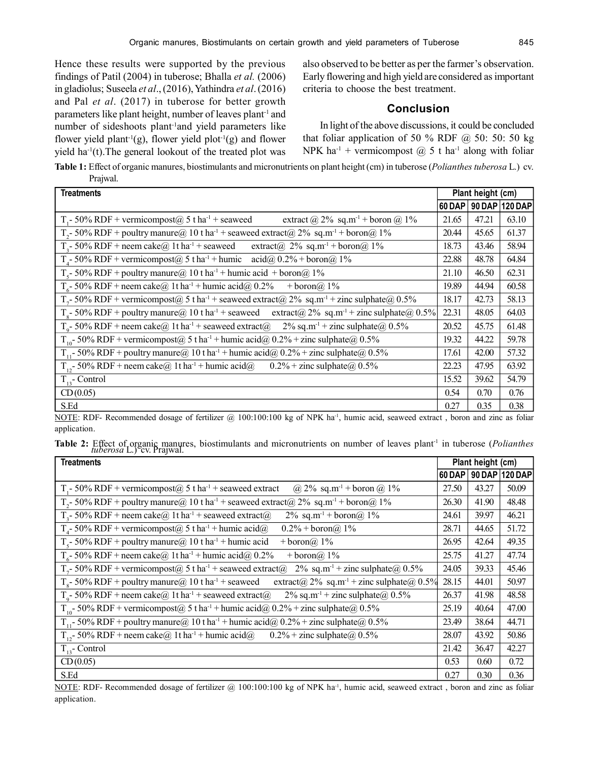Hence these results were supported by the previous findings of Patil (2004) in tuberose; Bhalla *et al.* (2006) in gladiolus; Suseela *et al*., (2016), Yathindra *et al*. (2016) and Pal *et al*. (2017) in tuberose for better growth parameters like plant height, number of leaves plant$^{-1}$ and number of sideshoots plant$^{-1}$and yield parameters like flower yield plant$^{-1}$(g), flower yield plot$^{-1}$(g) and flower yield ha$^{-1}$(t).The general lookout of the treated plot was also observed to be better as per the farmer's observation. Early flowering and high yield are considered as important criteria to choose the best treatment.

## Conclusion

In light of the above discussions, it could be concluded that foliar application of 50 % RDF @ 50: 50: 50 kg NPK ha$^{-1}$ + vermicompost @ 5 t ha$^{-1}$ along with foliar

**Table 1:** Effect of organic manures, biostimulants and micronutrients on plant height (cm) in tuberose (*Polianthes tuberosa* L.) cv. Prajwal.

| Treatments | Plant height (cm) | | |
|---|---|---|---|
| | 60 DAP | 90 DAP | 120 DAP |
| $T_1$- 50% RDF + vermicompost@ 5 t ha$^{-1}$ + seaweed extract @ 2% sq.m$^{-1}$ + boron @ 1% | 21.65 | 47.21 | 63.10 |
| $T_2$- 50% RDF + poultry manure@ 10 t ha$^{-1}$ + seaweed extract@ 2% sq.m$^{-1}$ + boron@ 1% | 20.44 | 45.65 | 61.37 |
| $T_3$- 50% RDF + neem cake@ 1t ha$^{-1}$ + seaweed extract@ 2% sq.m$^{-1}$ + boron@ 1% | 18.73 | 43.46 | 58.94 |
| $T_4$- 50% RDF + vermicompost@ 5 t ha$^{-1}$ + humic acid@ 0.2% + boron@ 1% | 22.88 | 48.78 | 64.84 |
| $T_5$- 50% RDF + poultry manure@ 10 t ha$^{-1}$ + humic acid + boron@ 1% | 21.10 | 46.50 | 62.31 |
| $T_6$- 50% RDF + neem cake@ 1t ha$^{-1}$ + humic acid@ 0.2% + boron@ 1% | 19.89 | 44.94 | 60.58 |
| $T_7$- 50% RDF + vermicompost@ 5 t ha$^{-1}$ + seaweed extract@ 2% sq.m$^{-1}$ + zinc sulphate@ 0.5% | 18.17 | 42.73 | 58.13 |
| $T_8$- 50% RDF + poultry manure@ 10 t ha$^{-1}$ + seaweed extract@ 2% sq.m$^{-1}$ + zinc sulphate@ 0.5% | 22.31 | 48.05 | 64.03 |
| $T_9$- 50% RDF + neem cake@ 1t ha$^{-1}$ + seaweed extract@ 2% sq.m$^{-1}$ + zinc sulphate@ 0.5% | 20.52 | 45.75 | 61.48 |
| $T_{10}$- 50% RDF + vermicompost@ 5 t ha$^{-1}$ + humic acid@ 0.2% + zinc sulphate@ 0.5% | 19.32 | 44.22 | 59.78 |
| $T_{11}$- 50% RDF + poultry manure@ 10 t ha$^{-1}$ + humic acid@ 0.2% + zinc sulphate@ 0.5% | 17.61 | 42.00 | 57.32 |
| $T_{12}$- 50% RDF + neem cake@ 1t ha$^{-1}$ + humic acid@ 0.2% + zinc sulphate@ 0.5% | 22.23 | 47.95 | 63.92 |
| $T_{13}$- Control | 15.52 | 39.62 | 54.79 |
| CD (0.05) | 0.54 | 0.70 | 0.76 |
| S.Ed | 0.27 | 0.35 | 0.38 |

NOTE: RDF- Recommended dosage of fertilizer @ 100:100:100 kg of NPK ha$^{-1}$, humic acid, seaweed extract , boron and zinc as foliar application.

**Table 2:** Effect of organic manures, biostimulants and micronutrients on number of leaves plant$^{-1}$ in tuberose (*Polianthes tuberosa* L.) cv. Prajwal.

| Treatments | Plant height (cm) | | |
|---|---|---|---|
| | 60 DAP | 90 DAP | 120 DAP |
| $T_1$- 50% RDF + vermicompost@ 5 t ha$^{-1}$ + seaweed extract @ 2% sq.m$^{-1}$ + boron @ 1% | 27.50 | 43.27 | 50.09 |
| $T_2$- 50% RDF + poultry manure@ 10 t ha$^{-1}$ + seaweed extract@ 2% sq.m$^{-1}$ + boron@ 1% | 26.30 | 41.90 | 48.48 |
| $T_3$- 50% RDF + neem cake@ 1t ha$^{-1}$ + seaweed extract@ 2% sq.m$^{-1}$ + boron@ 1% | 24.61 | 39.97 | 46.21 |
| $T_4$- 50% RDF + vermicompost@ 5 t ha$^{-1}$ + humic acid@ 0.2% + boron@ 1% | 28.71 | 44.65 | 51.72 |
| $T_5$- 50% RDF + poultry manure@ 10 t ha$^{-1}$ + humic acid + boron@ 1% | 26.95 | 42.64 | 49.35 |
| $T_6$- 50% RDF + neem cake@ 1t ha$^{-1}$ + humic acid@ 0.2% + boron@ 1% | 25.75 | 41.27 | 47.74 |
| $T_7$- 50% RDF + vermicompost@ 5 t ha$^{-1}$ + seaweed extract@ 2% sq.m$^{-1}$ + zinc sulphate@ 0.5% | 24.05 | 39.33 | 45.46 |
| $T_8$- 50% RDF + poultry manure@ 10 t ha$^{-1}$ + seaweed extract@ 2% sq.m$^{-1}$ + zinc sulphate@ 0.5% | 28.15 | 44.01 | 50.97 |
| $T_9$- 50% RDF + neem cake@ 1t ha$^{-1}$ + seaweed extract@ 2% sq.m$^{-1}$ + zinc sulphate@ 0.5% | 26.37 | 41.98 | 48.58 |
| $T_{10}$- 50% RDF + vermicompost@ 5 t ha$^{-1}$ + humic acid@ 0.2% + zinc sulphate@ 0.5% | 25.19 | 40.64 | 47.00 |
| $T_{11}$- 50% RDF + poultry manure@ 10 t ha$^{-1}$ + humic acid@ 0.2% + zinc sulphate@ 0.5% | 23.49 | 38.64 | 44.71 |
| $T_{12}$- 50% RDF + neem cake@ 1t ha$^{-1}$ + humic acid@ 0.2% + zinc sulphate@ 0.5% | 28.07 | 43.92 | 50.86 |
| $T_{13}$- Control | 21.42 | 36.47 | 42.27 |
| CD (0.05) | 0.53 | 0.60 | 0.72 |
| S.Ed | 0.27 | 0.30 | 0.36 |

NOTE: RDF- Recommended dosage of fertilizer @ 100:100:100 kg of NPK ha$^{-1}$, humic acid, seaweed extract , boron and zinc as foliar application.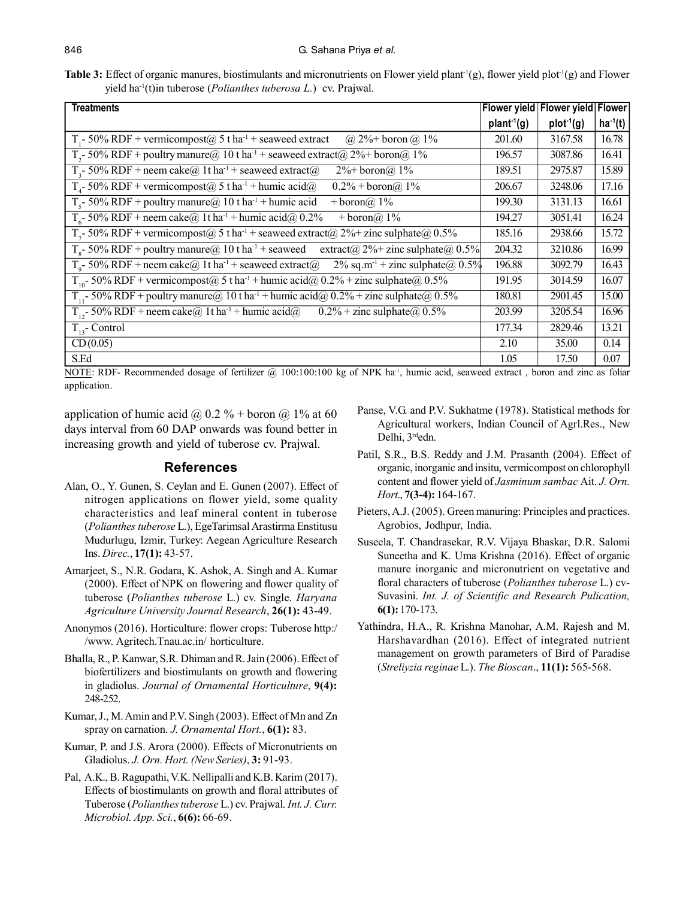**Table 3:** Effect of organic manures, biostimulants and micronutrients on Flower yield plant$^{-1}$(g), flower yield plot$^{-1}$(g) and Flower yield ha$^{-1}$(t)in tuberose (*Polianthes tuberosa L.*) cv. Prajwal.

| Treatments | Flower yield plant$^{-1}$(g) | Flower yield plot$^{-1}$(g) | Flower ha$^{-1}$(t) |
|---|---|---|---|
| $T_1$- 50% RDF + vermicompost@ 5 t ha$^{-1}$ + seaweed extract @ 2%+ boron @ 1% | 201.60 | 3167.58 | 16.78 |
| $T_2$- 50% RDF + poultry manure@ 10 t ha$^{-1}$ + seaweed extract@ 2%+ boron@ 1% | 196.57 | 3087.86 | 16.41 |
| $T_3$- 50% RDF + neem cake@ 1t ha$^{-1}$ + seaweed extract@ 2%+ boron@ 1% | 189.51 | 2975.87 | 15.89 |
| $T_4$- 50% RDF + vermicompost@ 5 t ha$^{-1}$ + humic acid@ 0.2% + boron@ 1% | 206.67 | 3248.06 | 17.16 |
| $T_5$- 50% RDF + poultry manure@ 10 t ha$^{-1}$ + humic acid + boron@ 1% | 199.30 | 3131.13 | 16.61 |
| $T_6$- 50% RDF + neem cake@ 1t ha$^{-1}$ + humic acid@ 0.2% + boron@ 1% | 194.27 | 3051.41 | 16.24 |
| $T_7$- 50% RDF + vermicompost@ 5 t ha$^{-1}$ + seaweed extract@ 2%+ zinc sulphate@ 0.5% | 185.16 | 2938.66 | 15.72 |
| $T_8$- 50% RDF + poultry manure@ 10 t ha$^{-1}$ + seaweed extract@ 2%+ zinc sulphate@ 0.5% | 204.32 | 3210.86 | 16.99 |
| $T_9$- 50% RDF + neem cake@ 1t ha$^{-1}$ + seaweed extract@ 2% sq.m$^{-1}$ + zinc sulphate@ 0.5% | 196.88 | 3092.79 | 16.43 |
| $T_{10}$- 50% RDF + vermicompost@ 5 t ha$^{-1}$ + humic acid@ 0.2% + zinc sulphate@ 0.5% | 191.95 | 3014.59 | 16.07 |
| $T_{11}$- 50% RDF + poultry manure@ 10 t ha$^{-1}$ + humic acid@ 0.2% + zinc sulphate@ 0.5% | 180.81 | 2901.45 | 15.00 |
| $T_{12}$- 50% RDF + neem cake@ 1t ha$^{-1}$ + humic acid@ 0.2% + zinc sulphate@ 0.5% | 203.99 | 3205.54 | 16.96 |
| $T_{13}$- Control | 177.34 | 2829.46 | 13.21 |
| CD (0.05) | 2.10 | 35.00 | 0.14 |
| S.Ed | 1.05 | 17.50 | 0.07 |

NOTE: RDF- Recommended dosage of fertilizer @ 100:100:100 kg of NPK ha$^{-1}$, humic acid, seaweed extract , boron and zinc as foliar application.

application of humic acid @ 0.2 % + boron @ 1% at 60 days interval from 60 DAP onwards was found better in increasing growth and yield of tuberose cv. Prajwal.

## References

Alan, O., Y. Gunen, S. Ceylan and E. Gunen (2007). Effect of nitrogen applications on flower yield, some quality characteristics and leaf mineral content in tuberose (*Polianthes tuberose* L.), EgeTarimsal Arastirma Enstitusu Mudurlugu, Izmir, Turkey: Aegean Agriculture Research Ins. *Direc.*, **17(1):** 43-57.

Amarjeet, S., N.R. Godara, K. Ashok, A. Singh and A. Kumar (2000). Effect of NPK on flowering and flower quality of tuberose (*Polianthes tuberose* L.) cv. Single. *Haryana Agriculture University Journal Research*, **26(1):** 43-49.

Anonymos (2016). Horticulture: flower crops: Tuberose http://www. Agritech.Tnau.ac.in/ horticulture.

Bhalla, R., P. Kanwar, S.R. Dhiman and R. Jain (2006). Effect of biofertilizers and biostimulants on growth and flowering in gladiolus. *Journal of Ornamental Horticulture*, **9(4):** 248-252.

Kumar, J., M. Amin and P.V. Singh (2003). Effect of Mn and Zn spray on carnation. *J. Ornamental Hort.*, **6(1):** 83.

Kumar, P. and J.S. Arora (2000). Effects of Micronutrients on Gladiolus. *J. Orn. Hort. (New Series)*, **3:** 91-93.

Pal, A.K., B. Ragupathi, V.K. Nellipalli and K.B. Karim (2017). Effects of biostimulants on growth and floral attributes of Tuberose (*Polianthes tuberose* L.) cv. Prajwal. *Int. J. Curr. Microbiol. App. Sci.*, **6(6):** 66-69.

Panse, V.G. and P.V. Sukhatme (1978). Statistical methods for Agricultural workers, Indian Council of Agrl.Res., New Delhi, 3rdedn.

Patil, S.R., B.S. Reddy and J.M. Prasanth (2004). Effect of organic, inorganic and insitu, vermicompost on chlorophyll content and flower yield of *Jasminum sambac* Ait. *J. Orn. Hort*., **7(3-4):** 164-167.

Pieters, A.J. (2005). Green manuring: Principles and practices. Agrobios, Jodhpur, India.

Suseela, T. Chandrasekar, R.V. Vijaya Bhaskar, D.R. Salomi Suneetha and K. Uma Krishna (2016). Effect of organic manure inorganic and micronutrient on vegetative and floral characters of tuberose (*Polianthes tuberose* L.) cv-Suvasini. *Int. J. of Scientific and Research Pulication,* **6(1):** 170-173.

Yathindra, H.A., R. Krishna Manohar, A.M. Rajesh and M. Harshavardhan (2016). Effect of integrated nutrient management on growth parameters of Bird of Paradise (*Streliyzia reginae* L.). *The Bioscan*., **11(1):** 565-568.